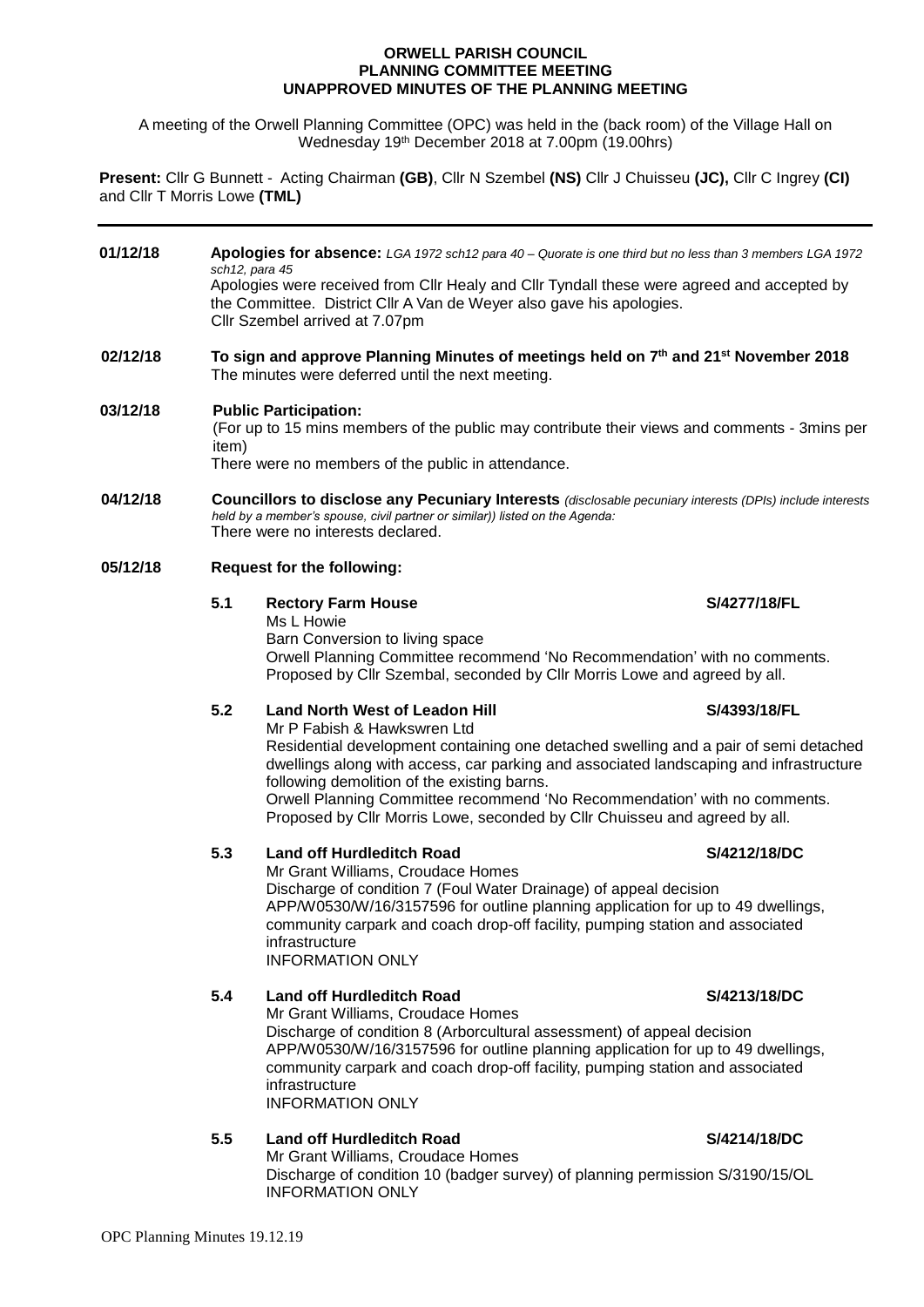**ORWELL PARISH COUNCIL**
**PLANNING COMMITTEE MEETING**
**UNAPPROVED MINUTES OF THE PLANNING MEETING**

A meeting of the Orwell Planning Committee (OPC) was held in the (back room) of the Village Hall on Wednesday 19th December 2018 at 7.00pm (19.00hrs)

**Present:** Cllr G Bunnett - Acting Chairman **(GB)**, Cllr N Szembel **(NS)** Cllr J Chuisseu **(JC),** Cllr C Ingrey **(CI)** and Cllr T Morris Lowe **(TML)**

---

**01/12/18** **Apologies for absence:** *LGA 1972 sch12 para 40 – Quorate is one third but no less than 3 members LGA 1972 sch12, para 45*
Apologies were received from Cllr Healy and Cllr Tyndall these were agreed and accepted by the Committee. District Cllr A Van de Weyer also gave his apologies.
Cllr Szembel arrived at 7.07pm

**02/12/18** **To sign and approve Planning Minutes of meetings held on 7th and 21st November 2018**
The minutes were deferred until the next meeting.

**03/12/18** **Public Participation:**
(For up to 15 mins members of the public may contribute their views and comments - 3mins per item)
There were no members of the public in attendance.

**04/12/18** **Councillors to disclose any Pecuniary Interests** *(disclosable pecuniary interests (DPIs) include interests held by a member's spouse, civil partner or similar)) listed on the Agenda:*
There were no interests declared.

**05/12/18** **Request for the following:**

**5.1** **Rectory Farm House** **S/4277/18/FL**
Ms L Howie
Barn Conversion to living space
Orwell Planning Committee recommend 'No Recommendation' with no comments.
Proposed by Cllr Szembal, seconded by Cllr Morris Lowe and agreed by all.

**5.2** **Land North West of Leadon Hill** **S/4393/18/FL**
Mr P Fabish & Hawkswren Ltd
Residential development containing one detached swelling and a pair of semi detached dwellings along with access, car parking and associated landscaping and infrastructure following demolition of the existing barns.
Orwell Planning Committee recommend 'No Recommendation' with no comments.
Proposed by Cllr Morris Lowe, seconded by Cllr Chuisseu and agreed by all.

**5.3** **Land off Hurdleditch Road** **S/4212/18/DC**
Mr Grant Williams, Croudace Homes
Discharge of condition 7 (Foul Water Drainage) of appeal decision APP/W0530/W/16/3157596 for outline planning application for up to 49 dwellings, community carpark and coach drop-off facility, pumping station and associated infrastructure
INFORMATION ONLY

**5.4** **Land off Hurdleditch Road** **S/4213/18/DC**
Mr Grant Williams, Croudace Homes
Discharge of condition 8 (Arborcultural assessment) of appeal decision APP/W0530/W/16/3157596 for outline planning application for up to 49 dwellings, community carpark and coach drop-off facility, pumping station and associated infrastructure
INFORMATION ONLY

**5.5** **Land off Hurdleditch Road** **S/4214/18/DC**
Mr Grant Williams, Croudace Homes
Discharge of condition 10 (badger survey) of planning permission S/3190/15/OL
INFORMATION ONLY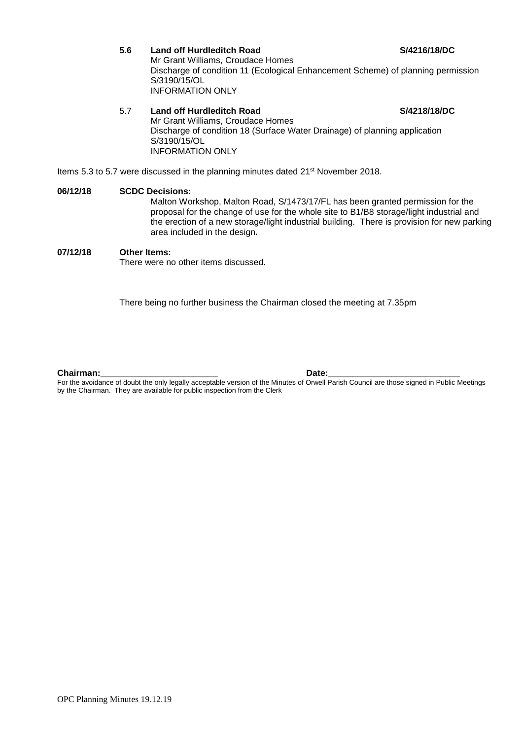**5.6 Land off Hurdleditch Road S/4216/18/DC**
Mr Grant Williams, Croudace Homes
Discharge of condition 11 (Ecological Enhancement Scheme) of planning permission S/3190/15/OL
INFORMATION ONLY

5.7 **Land off Hurdleditch Road S/4218/18/DC**
Mr Grant Williams, Croudace Homes
Discharge of condition 18 (Surface Water Drainage) of planning application S/3190/15/OL
INFORMATION ONLY

Items 5.3 to 5.7 were discussed in the planning minutes dated 21st November 2018.

**06/12/18 SCDC Decisions:**

Malton Workshop, Malton Road, S/1473/17/FL has been granted permission for the proposal for the change of use for the whole site to B1/B8 storage/light industrial and the erection of a new storage/light industrial building. There is provision for new parking area included in the design**.**

**07/12/18 Other Items:**

There were no other items discussed.

There being no further business the Chairman closed the meeting at 7.35pm

**Chairman:\_\_\_\_\_\_\_\_\_\_\_\_\_\_\_\_\_\_\_\_\_\_\_\_\_ Date:\_\_\_\_\_\_\_\_\_\_\_\_\_\_\_\_\_\_\_\_\_\_\_\_\_\_\_\_**

For the avoidance of doubt the only legally acceptable version of the Minutes of Orwell Parish Council are those signed in Public Meetings by the Chairman. They are available for public inspection from the Clerk